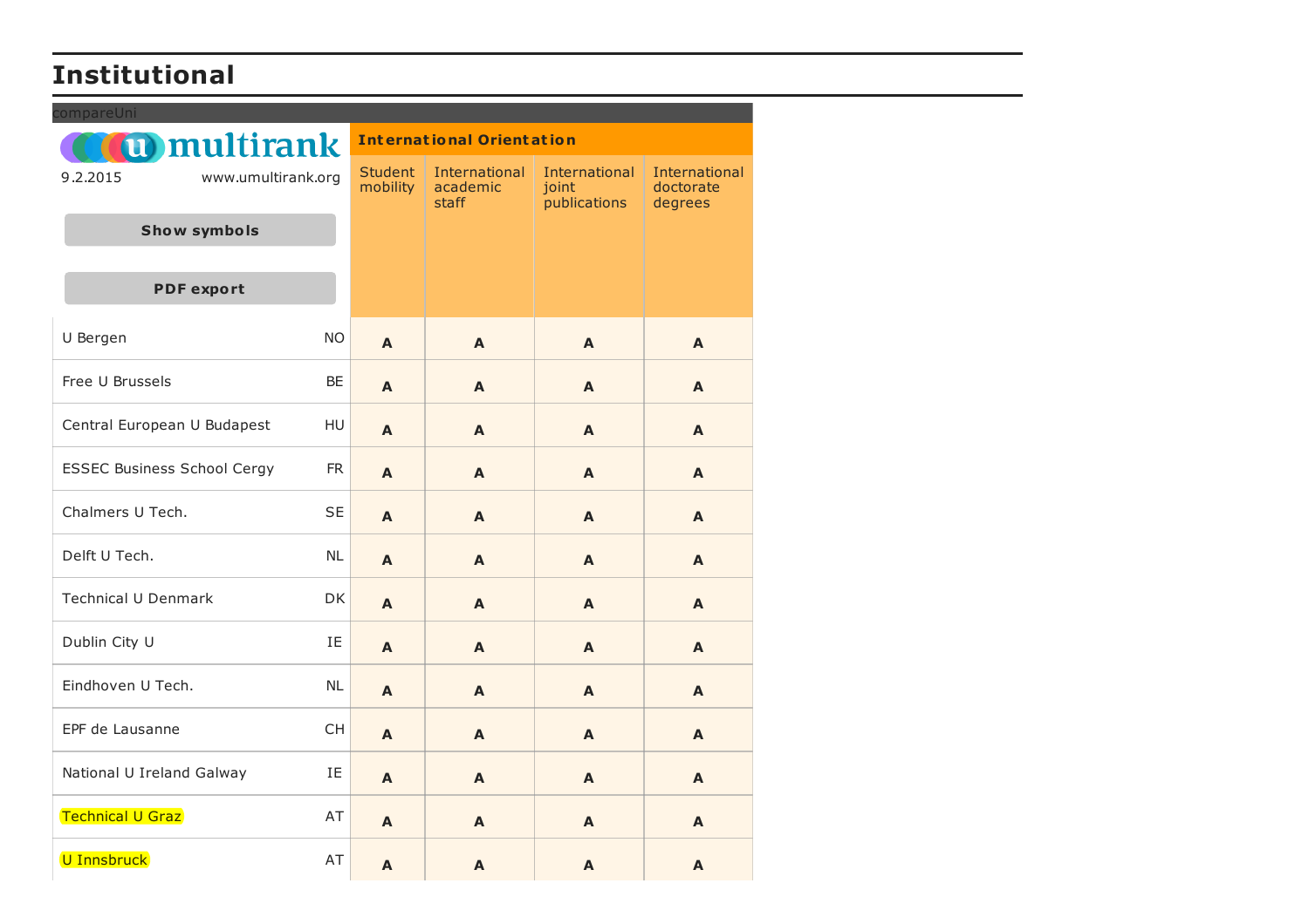# Institutional

compareUni

multirank

9.2.2015 www.umultirank.org

Show symbols

PDF export

| | | International Orientation | | | |
|---|---|---|---|---|---|
| | | Student mobility | International academic staff | International joint publications | International doctorate degrees |
| U Bergen | NO | A | A | A | A |
| Free U Brussels | BE | A | A | A | A |
| Central European U Budapest | HU | A | A | A | A |
| ESSEC Business School Cergy | FR | A | A | A | A |
| Chalmers U Tech. | SE | A | A | A | A |
| Delft U Tech. | NL | A | A | A | A |
| Technical U Denmark | DK | A | A | A | A |
| Dublin City U | IE | A | A | A | A |
| Eindhoven U Tech. | NL | A | A | A | A |
| EPF de Lausanne | CH | A | A | A | A |
| National U Ireland Galway | IE | A | A | A | A |
| Technical U Graz | AT | A | A | A | A |
| U Innsbruck | AT | A | A | A | A |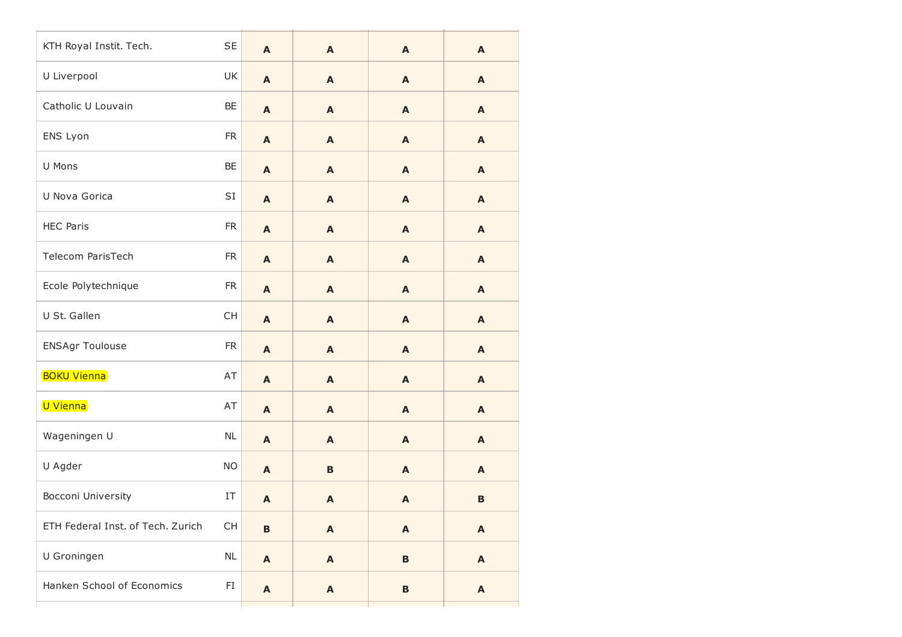|  |  |  |  |  |  |
|---|---|---|---|---|---|
| KTH Royal Instit. Tech. | SE | **A** | **A** | **A** | **A** |
| U Liverpool | UK | **A** | **A** | **A** | **A** |
| Catholic U Louvain | BE | **A** | **A** | **A** | **A** |
| ENS Lyon | FR | **A** | **A** | **A** | **A** |
| U Mons | BE | **A** | **A** | **A** | **A** |
| U Nova Gorica | SI | **A** | **A** | **A** | **A** |
| HEC Paris | FR | **A** | **A** | **A** | **A** |
| Telecom ParisTech | FR | **A** | **A** | **A** | **A** |
| Ecole Polytechnique | FR | **A** | **A** | **A** | **A** |
| U St. Gallen | CH | **A** | **A** | **A** | **A** |
| ENSAgr Toulouse | FR | **A** | **A** | **A** | **A** |
| BOKU Vienna | AT | **A** | **A** | **A** | **A** |
| U Vienna | AT | **A** | **A** | **A** | **A** |
| Wageningen U | NL | **A** | **A** | **A** | **A** |
| U Agder | NO | **A** | **B** | **A** | **A** |
| Bocconi University | IT | **A** | **A** | **A** | **B** |
| ETH Federal Inst. of Tech. Zurich | CH | **B** | **A** | **A** | **A** |
| U Groningen | NL | **A** | **A** | **B** | **A** |
| Hanken School of Economics | FI | **A** | **A** | **B** | **A** |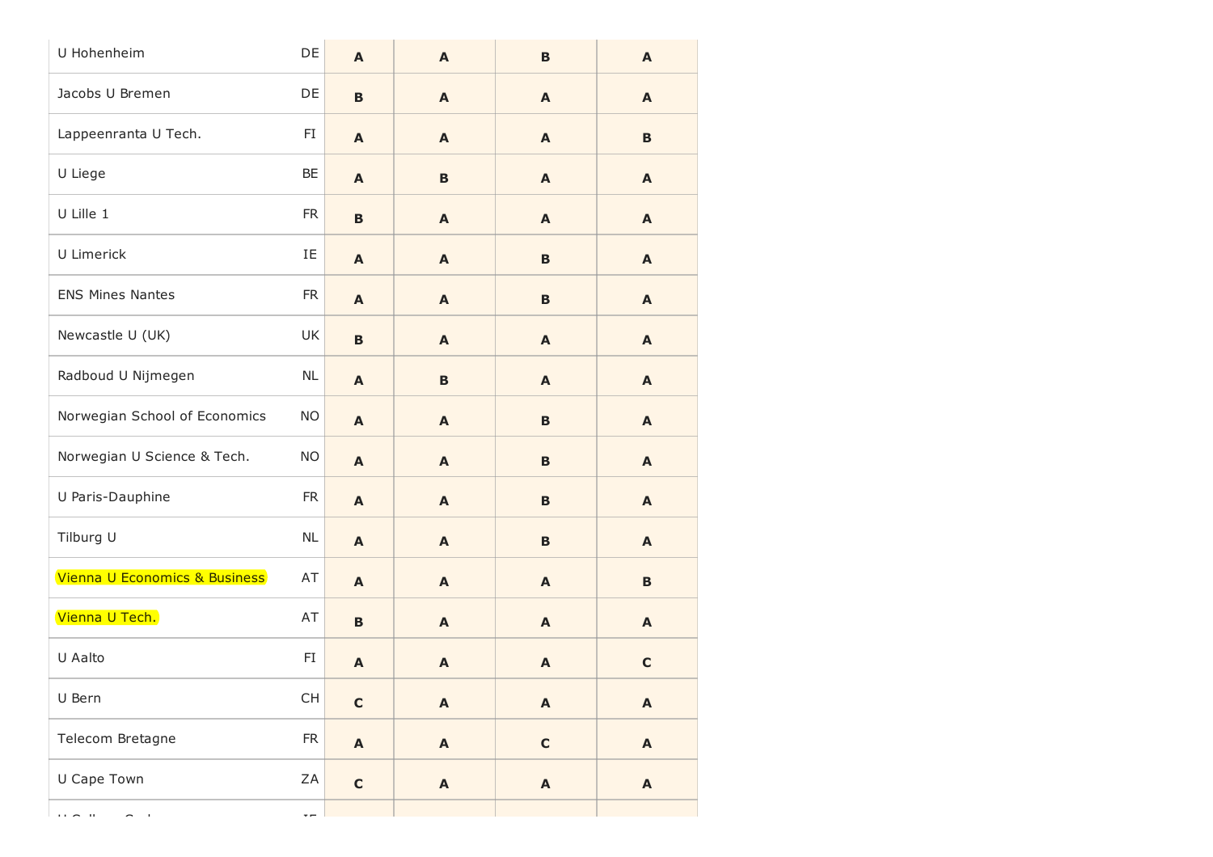| | | | | | |
|---|---|---|---|---|---|
| U Hohenheim | DE | **A** | **A** | **B** | **A** |
| Jacobs U Bremen | DE | **B** | **A** | **A** | **A** |
| Lappeenranta U Tech. | FI | **A** | **A** | **A** | **B** |
| U Liege | BE | **A** | **B** | **A** | **A** |
| U Lille 1 | FR | **B** | **A** | **A** | **A** |
| U Limerick | IE | **A** | **A** | **B** | **A** |
| ENS Mines Nantes | FR | **A** | **A** | **B** | **A** |
| Newcastle U (UK) | UK | **B** | **A** | **A** | **A** |
| Radboud U Nijmegen | NL | **A** | **B** | **A** | **A** |
| Norwegian School of Economics | NO | **A** | **A** | **B** | **A** |
| Norwegian U Science & Tech. | NO | **A** | **A** | **B** | **A** |
| U Paris-Dauphine | FR | **A** | **A** | **B** | **A** |
| Tilburg U | NL | **A** | **A** | **B** | **A** |
| Vienna U Economics & Business | AT | **A** | **A** | **A** | **B** |
| Vienna U Tech. | AT | **B** | **A** | **A** | **A** |
| U Aalto | FI | **A** | **A** | **A** | **C** |
| U Bern | CH | **C** | **A** | **A** | **A** |
| Telecom Bretagne | FR | **A** | **A** | **C** | **A** |
| U Cape Town | ZA | **C** | **A** | **A** | **A** |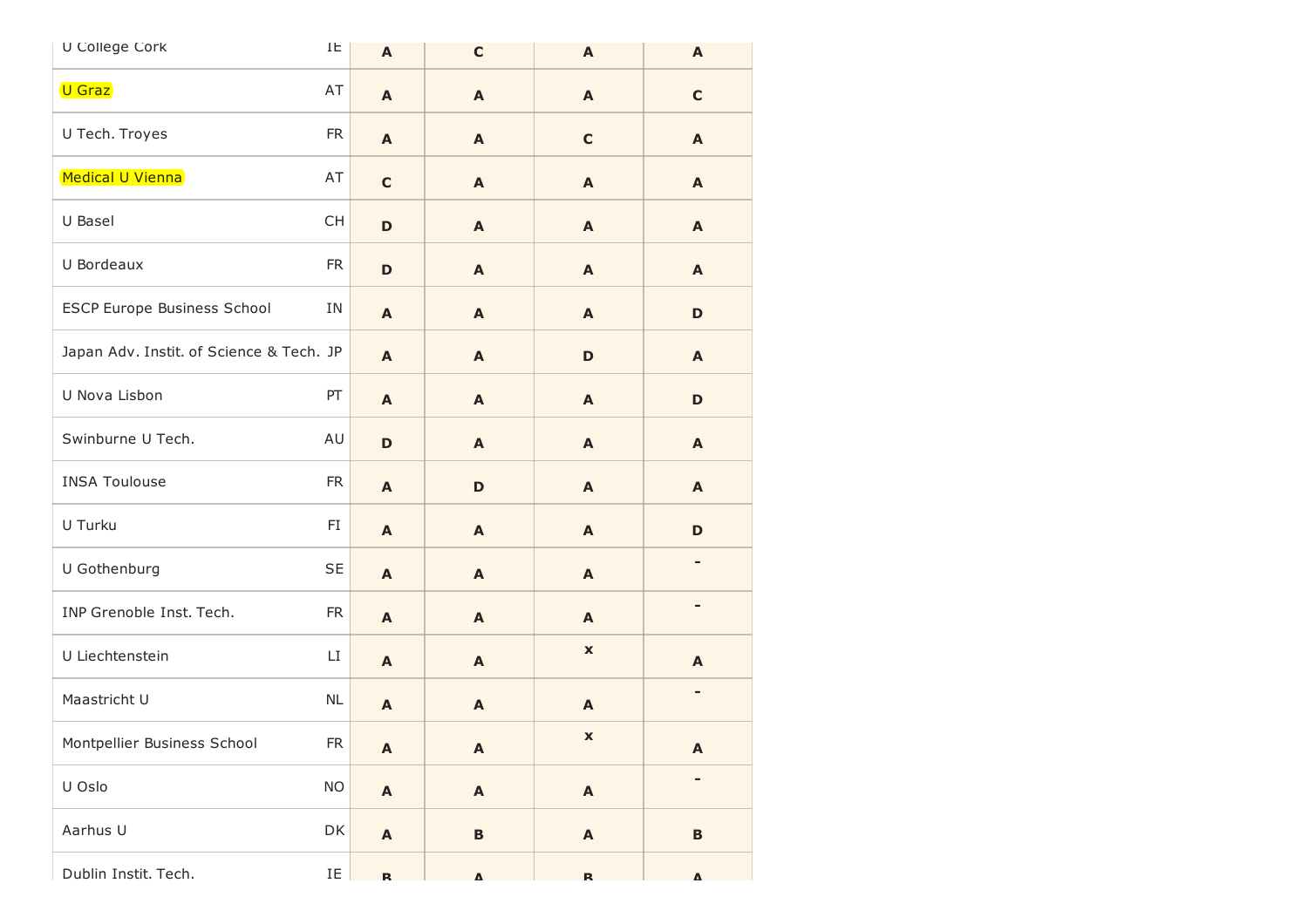| | | | | | |
|---|---|---|---|---|---|
| U College Cork | IE | **A** | **C** | **A** | **A** |
| U Graz | AT | **A** | **A** | **A** | **C** |
| U Tech. Troyes | FR | **A** | **A** | **C** | **A** |
| Medical U Vienna | AT | **C** | **A** | **A** | **A** |
| U Basel | CH | **D** | **A** | **A** | **A** |
| U Bordeaux | FR | **D** | **A** | **A** | **A** |
| ESCP Europe Business School | IN | **A** | **A** | **A** | **D** |
| Japan Adv. Instit. of Science & Tech. | JP | **A** | **A** | **D** | **A** |
| U Nova Lisbon | PT | **A** | **A** | **A** | **D** |
| Swinburne U Tech. | AU | **D** | **A** | **A** | **A** |
| INSA Toulouse | FR | **A** | **D** | **A** | **A** |
| U Turku | FI | **A** | **A** | **A** | **D** |
| U Gothenburg | SE | **A** | **A** | **A** | **-** |
| INP Grenoble Inst. Tech. | FR | **A** | **A** | **A** | **-** |
| U Liechtenstein | LI | **A** | **A** | **x** | **A** |
| Maastricht U | NL | **A** | **A** | **A** | **-** |
| Montpellier Business School | FR | **A** | **A** | **x** | **A** |
| U Oslo | NO | **A** | **A** | **A** | **-** |
| Aarhus U | DK | **A** | **B** | **A** | **B** |
| Dublin Instit. Tech. | IE | **B** | **A** | **B** | **A** |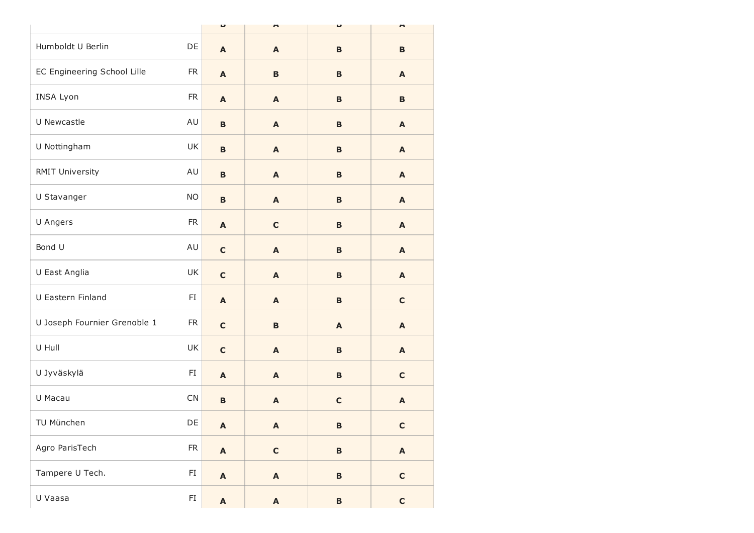| | | | | | |
|---|---|---|---|---|---|
| | | **B** | **A** | **B** | **A** |
| Humboldt U Berlin | DE | **A** | **A** | **B** | **B** |
| EC Engineering School Lille | FR | **A** | **B** | **B** | **A** |
| INSA Lyon | FR | **A** | **A** | **B** | **B** |
| U Newcastle | AU | **B** | **A** | **B** | **A** |
| U Nottingham | UK | **B** | **A** | **B** | **A** |
| RMIT University | AU | **B** | **A** | **B** | **A** |
| U Stavanger | NO | **B** | **A** | **B** | **A** |
| U Angers | FR | **A** | **C** | **B** | **A** |
| Bond U | AU | **C** | **A** | **B** | **A** |
| U East Anglia | UK | **C** | **A** | **B** | **A** |
| U Eastern Finland | FI | **A** | **A** | **B** | **C** |
| U Joseph Fournier Grenoble 1 | FR | **C** | **B** | **A** | **A** |
| U Hull | UK | **C** | **A** | **B** | **A** |
| U Jyväskylä | FI | **A** | **A** | **B** | **C** |
| U Macau | CN | **B** | **A** | **C** | **A** |
| TU München | DE | **A** | **A** | **B** | **C** |
| Agro ParisTech | FR | **A** | **C** | **B** | **A** |
| Tampere U Tech. | FI | **A** | **A** | **B** | **C** |
| U Vaasa | FI | **A** | **A** | **B** | **C** |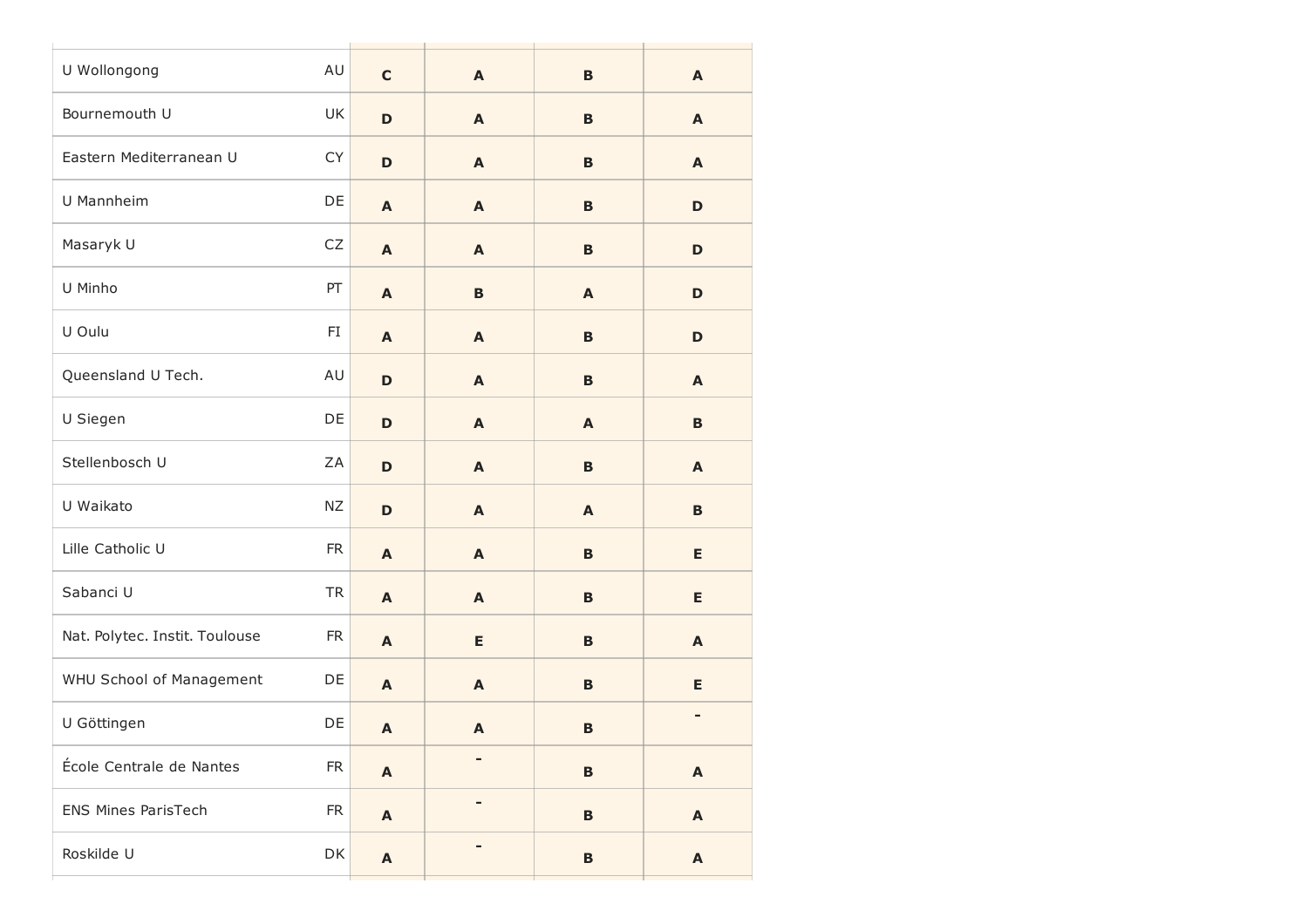| | | | | | |
|---|---|---|---|---|---|
| U Wollongong | AU | **C** | **A** | **B** | **A** |
| Bournemouth U | UK | **D** | **A** | **B** | **A** |
| Eastern Mediterranean U | CY | **D** | **A** | **B** | **A** |
| U Mannheim | DE | **A** | **A** | **B** | **D** |
| Masaryk U | CZ | **A** | **A** | **B** | **D** |
| U Minho | PT | **A** | **B** | **A** | **D** |
| U Oulu | FI | **A** | **A** | **B** | **D** |
| Queensland U Tech. | AU | **D** | **A** | **B** | **A** |
| U Siegen | DE | **D** | **A** | **A** | **B** |
| Stellenbosch U | ZA | **D** | **A** | **B** | **A** |
| U Waikato | NZ | **D** | **A** | **A** | **B** |
| Lille Catholic U | FR | **A** | **A** | **B** | **E** |
| Sabanci U | TR | **A** | **A** | **B** | **E** |
| Nat. Polytec. Instit. Toulouse | FR | **A** | **E** | **B** | **A** |
| WHU School of Management | DE | **A** | **A** | **B** | **E** |
| U Göttingen | DE | **A** | **A** | **B** | - |
| École Centrale de Nantes | FR | **A** | - | **B** | **A** |
| ENS Mines ParisTech | FR | **A** | - | **B** | **A** |
| Roskilde U | DK | **A** | - | **B** | **A** |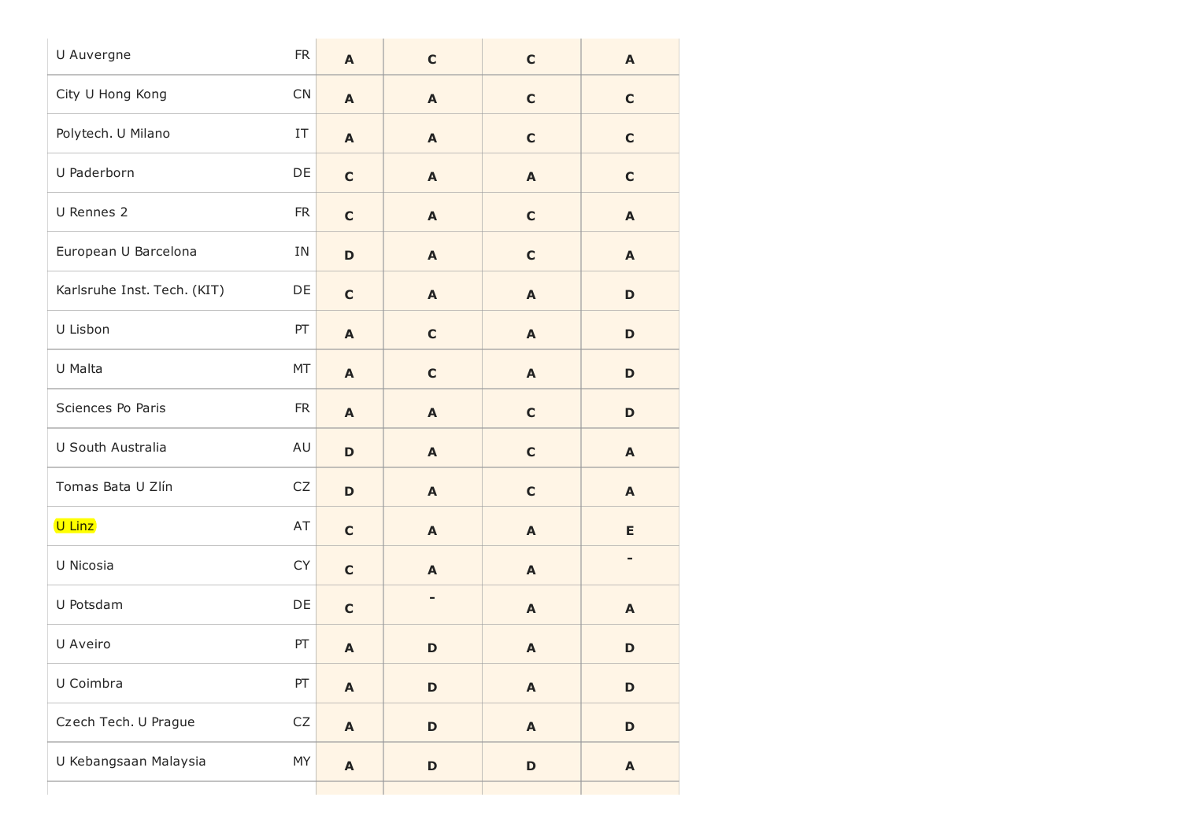| | | | | | |
|---|---|---|---|---|---|
| U Auvergne | FR | **A** | **C** | **C** | **A** |
| City U Hong Kong | CN | **A** | **A** | **C** | **C** |
| Polytech. U Milano | IT | **A** | **A** | **C** | **C** |
| U Paderborn | DE | **C** | **A** | **A** | **C** |
| U Rennes 2 | FR | **C** | **A** | **C** | **A** |
| European U Barcelona | IN | **D** | **A** | **C** | **A** |
| Karlsruhe Inst. Tech. (KIT) | DE | **C** | **A** | **A** | **D** |
| U Lisbon | PT | **A** | **C** | **A** | **D** |
| U Malta | MT | **A** | **C** | **A** | **D** |
| Sciences Po Paris | FR | **A** | **A** | **C** | **D** |
| U South Australia | AU | **D** | **A** | **C** | **A** |
| Tomas Bata U Zlín | CZ | **D** | **A** | **C** | **A** |
| U Linz | AT | **C** | **A** | **A** | **E** |
| U Nicosia | CY | **C** | **A** | **A** | **-** |
| U Potsdam | DE | **C** | **-** | **A** | **A** |
| U Aveiro | PT | **A** | **D** | **A** | **D** |
| U Coimbra | PT | **A** | **D** | **A** | **D** |
| Czech Tech. U Prague | CZ | **A** | **D** | **A** | **D** |
| U Kebangsaan Malaysia | MY | **A** | **D** | **D** | **A** |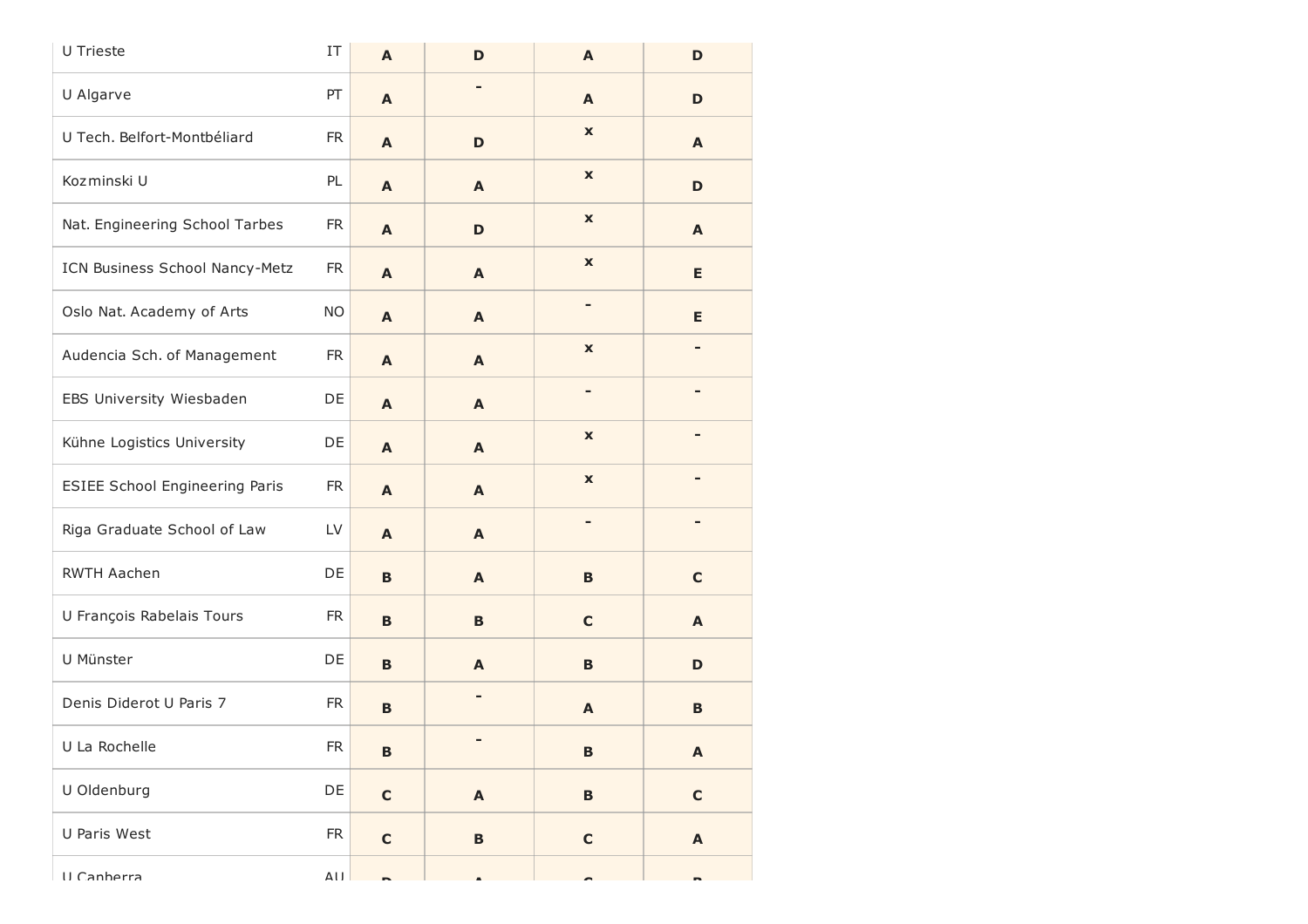| | | | | | |
|---|---|---|---|---|---|
| U Trieste | IT | **A** | **D** | **A** | **D** |
| U Algarve | PT | **A** | **-** | **A** | **D** |
| U Tech. Belfort-Montbéliard | FR | **A** | **D** | **x** | **A** |
| Kozminski U | PL | **A** | **A** | **x** | **D** |
| Nat. Engineering School Tarbes | FR | **A** | **D** | **x** | **A** |
| ICN Business School Nancy-Metz | FR | **A** | **A** | **x** | **E** |
| Oslo Nat. Academy of Arts | NO | **A** | **A** | **-** | **E** |
| Audencia Sch. of Management | FR | **A** | **A** | **x** | **-** |
| EBS University Wiesbaden | DE | **A** | **A** | **-** | **-** |
| Kühne Logistics University | DE | **A** | **A** | **x** | **-** |
| ESIEE School Engineering Paris | FR | **A** | **A** | **x** | **-** |
| Riga Graduate School of Law | LV | **A** | **A** | **-** | **-** |
| RWTH Aachen | DE | **B** | **A** | **B** | **C** |
| U François Rabelais Tours | FR | **B** | **B** | **C** | **A** |
| U Münster | DE | **B** | **A** | **B** | **D** |
| Denis Diderot U Paris 7 | FR | **B** | **-** | **A** | **B** |
| U La Rochelle | FR | **B** | **-** | **B** | **A** |
| U Oldenburg | DE | **C** | **A** | **B** | **C** |
| U Paris West | FR | **C** | **B** | **C** | **A** |
| U Canberra | AU | | | | |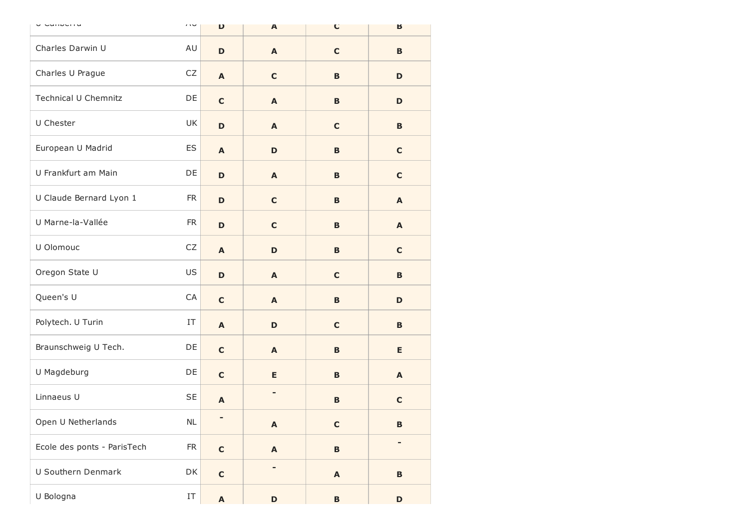| | | | | | |
|---|---|---|---|---|---|
| U Canberra | AU | D | A | C | B |
| Charles Darwin U | AU | D | A | C | B |
| Charles U Prague | CZ | A | C | B | D |
| Technical U Chemnitz | DE | C | A | B | D |
| U Chester | UK | D | A | C | B |
| European U Madrid | ES | A | D | B | C |
| U Frankfurt am Main | DE | D | A | B | C |
| U Claude Bernard Lyon 1 | FR | D | C | B | A |
| U Marne-la-Vallée | FR | D | C | B | A |
| U Olomouc | CZ | A | D | B | C |
| Oregon State U | US | D | A | C | B |
| Queen's U | CA | C | A | B | D |
| Polytech. U Turin | IT | A | D | C | B |
| Braunschweig U Tech. | DE | C | A | B | E |
| U Magdeburg | DE | C | E | B | A |
| Linnaeus U | SE | A | - | B | C |
| Open U Netherlands | NL | - | A | C | B |
| Ecole des ponts - ParisTech | FR | C | A | B | - |
| U Southern Denmark | DK | C | - | A | B |
| U Bologna | IT | A | D | B | D |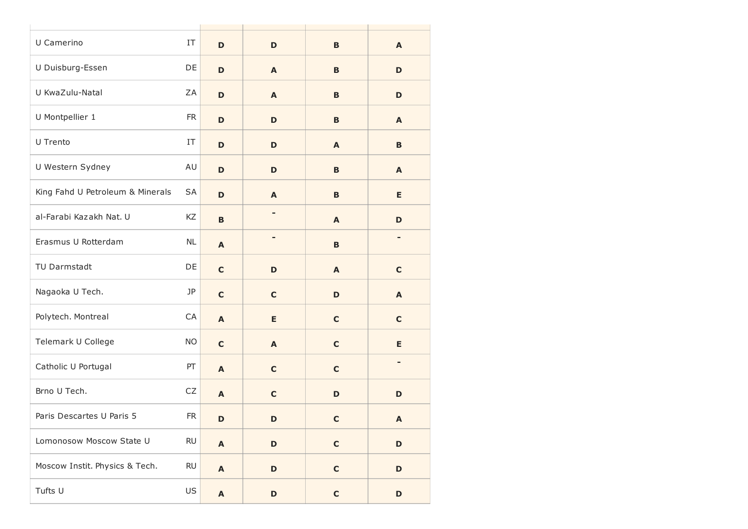| | | | | | |
|---|---|---|---|---|---|
| U Camerino | IT | **D** | **D** | **B** | **A** |
| U Duisburg-Essen | DE | **D** | **A** | **B** | **D** |
| U KwaZulu-Natal | ZA | **D** | **A** | **B** | **D** |
| U Montpellier 1 | FR | **D** | **D** | **B** | **A** |
| U Trento | IT | **D** | **D** | **A** | **B** |
| U Western Sydney | AU | **D** | **D** | **B** | **A** |
| King Fahd U Petroleum & Minerals | SA | **D** | **A** | **B** | **E** |
| al-Farabi Kazakh Nat. U | KZ | **B** | - | **A** | **D** |
| Erasmus U Rotterdam | NL | **A** | - | **B** | - |
| TU Darmstadt | DE | **C** | **D** | **A** | **C** |
| Nagaoka U Tech. | JP | **C** | **C** | **D** | **A** |
| Polytech. Montreal | CA | **A** | **E** | **C** | **C** |
| Telemark U College | NO | **C** | **A** | **C** | **E** |
| Catholic U Portugal | PT | **A** | **C** | **C** | - |
| Brno U Tech. | CZ | **A** | **C** | **D** | **D** |
| Paris Descartes U Paris 5 | FR | **D** | **D** | **C** | **A** |
| Lomonosow Moscow State U | RU | **A** | **D** | **C** | **D** |
| Moscow Instit. Physics & Tech. | RU | **A** | **D** | **C** | **D** |
| Tufts U | US | **A** | **D** | **C** | **D** |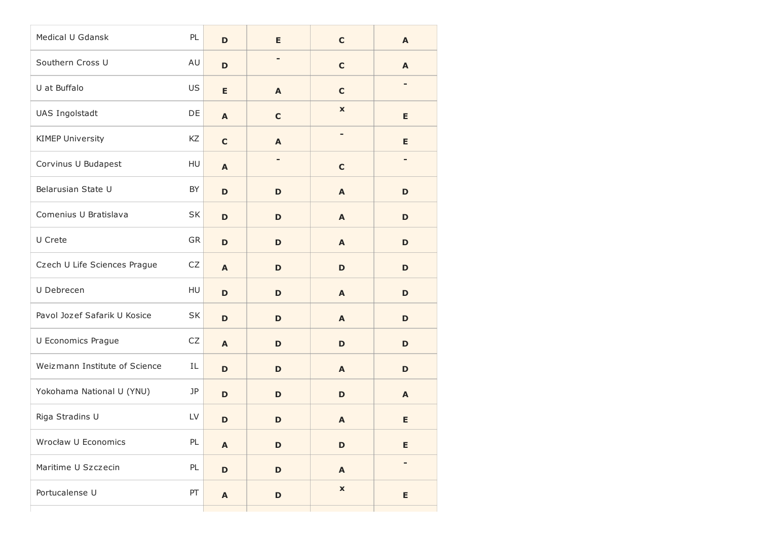| | | | | | |
|---|---|---|---|---|---|
| Medical U Gdansk | PL | D | E | C | A |
| Southern Cross U | AU | D | - | C | A |
| U at Buffalo | US | E | A | C | - |
| UAS Ingolstadt | DE | A | C | x | E |
| KIMEP University | KZ | C | A | - | E |
| Corvinus U Budapest | HU | A | - | C | - |
| Belarusian State U | BY | D | D | A | D |
| Comenius U Bratislava | SK | D | D | A | D |
| U Crete | GR | D | D | A | D |
| Czech U Life Sciences Prague | CZ | A | D | D | D |
| U Debrecen | HU | D | D | A | D |
| Pavol Jozef Safarik U Kosice | SK | D | D | A | D |
| U Economics Prague | CZ | A | D | D | D |
| Weizmann Institute of Science | IL | D | D | A | D |
| Yokohama National U (YNU) | JP | D | D | D | A |
| Riga Stradins U | LV | D | D | A | E |
| Wrocław U Economics | PL | A | D | D | E |
| Maritime U Szczecin | PL | D | D | A | - |
| Portucalense U | PT | A | D | x | E |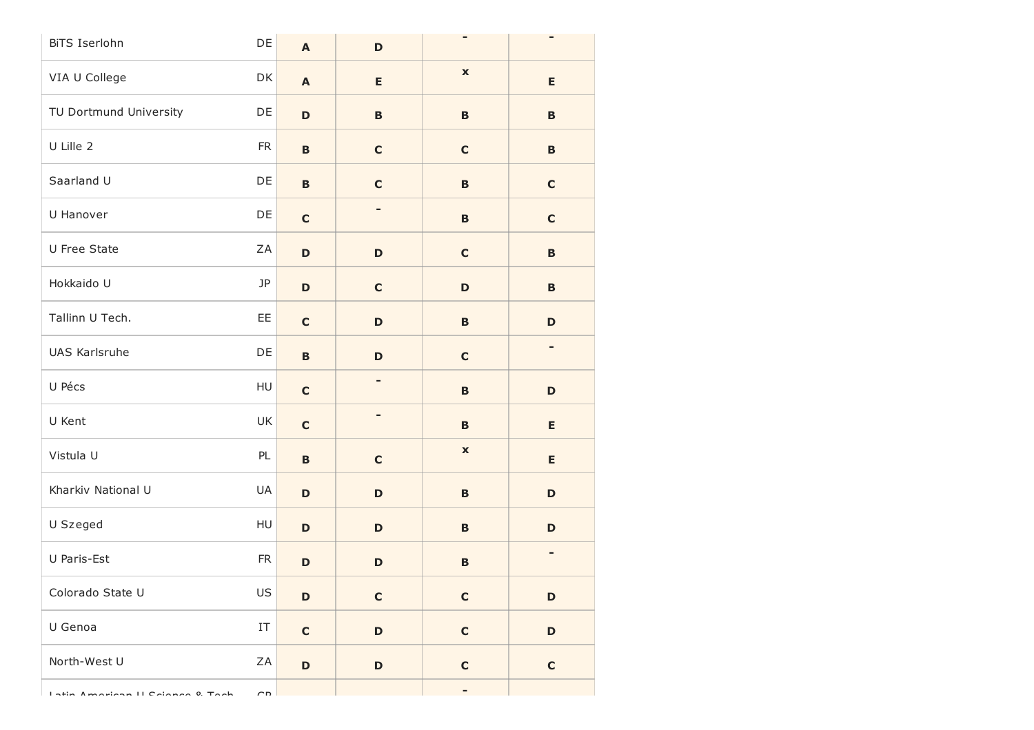| | | | | | |
|---|---|---|---|---|---|
| BiTS Iserlohn | DE | A | D | - | - |
| VIA U College | DK | A | E | x | E |
| TU Dortmund University | DE | D | B | B | B |
| U Lille 2 | FR | B | C | C | B |
| Saarland U | DE | B | C | B | C |
| U Hanover | DE | C | - | B | C |
| U Free State | ZA | D | D | C | B |
| Hokkaido U | JP | D | C | D | B |
| Tallinn U Tech. | EE | C | D | B | D |
| UAS Karlsruhe | DE | B | D | C | - |
| U Pécs | HU | C | - | B | D |
| U Kent | UK | C | - | B | E |
| Vistula U | PL | B | C | x | E |
| Kharkiv National U | UA | D | D | B | D |
| U Szeged | HU | D | D | B | D |
| U Paris-Est | FR | D | D | B | - |
| Colorado State U | US | D | C | C | D |
| U Genoa | IT | C | D | C | D |
| North-West U | ZA | D | D | C | C |
| Latin American U Science & Tech. | CR | | | - | |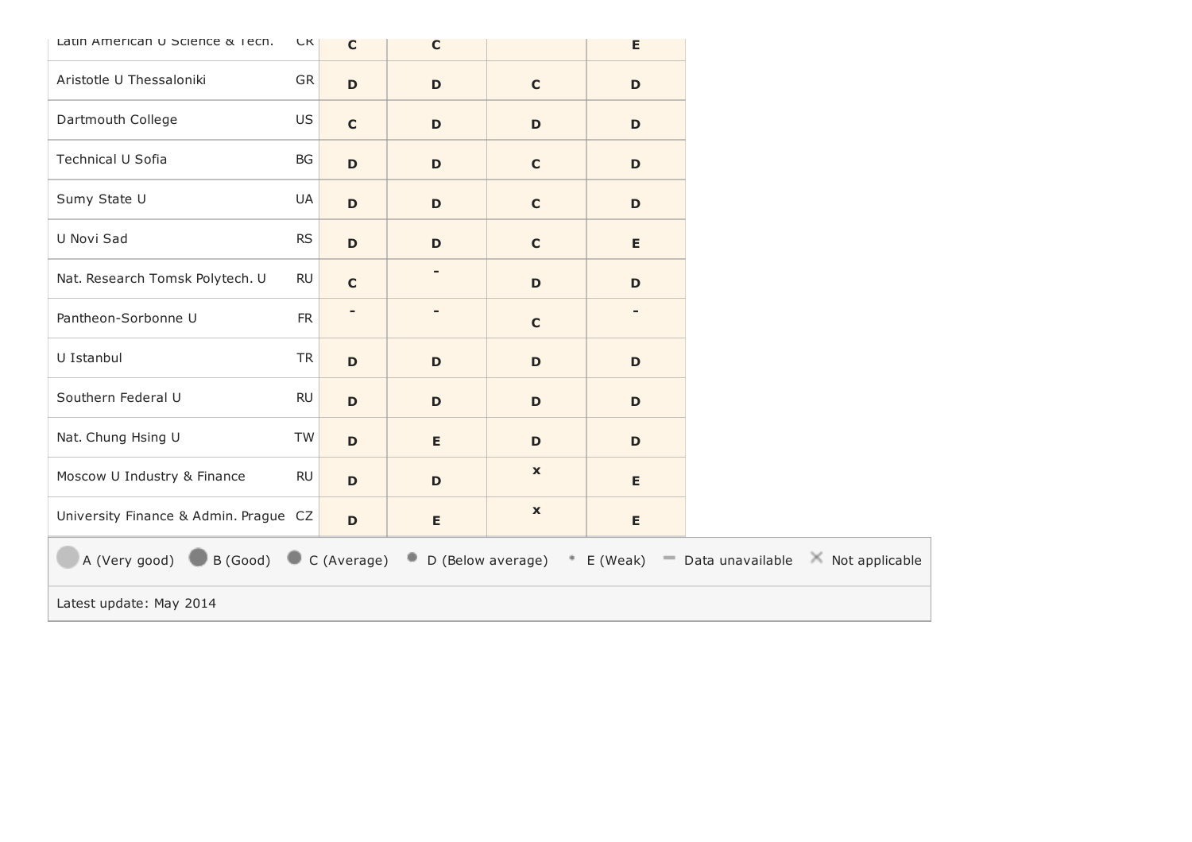| | | | | | |
|---|---|---|---|---|---|
| Latin American U Science & Tech. | CR | C | C | | E |
| Aristotle U Thessaloniki | GR | D | D | C | D |
| Dartmouth College | US | C | D | D | D |
| Technical U Sofia | BG | D | D | C | D |
| Sumy State U | UA | D | D | C | D |
| U Novi Sad | RS | D | D | C | E |
| Nat. Research Tomsk Polytech. U | RU | C | - | D | D |
| Pantheon-Sorbonne U | FR | - | - | C | - |
| U Istanbul | TR | D | D | D | D |
| Southern Federal U | RU | D | D | D | D |
| Nat. Chung Hsing U | TW | D | E | D | D |
| Moscow U Industry & Finance | RU | D | D | x | E |
| University Finance & Admin. Prague | CZ | D | E | x | E |

A (Very good) B (Good) C (Average) D (Below average) E (Weak) Data unavailable Not applicable

Latest update: May 2014